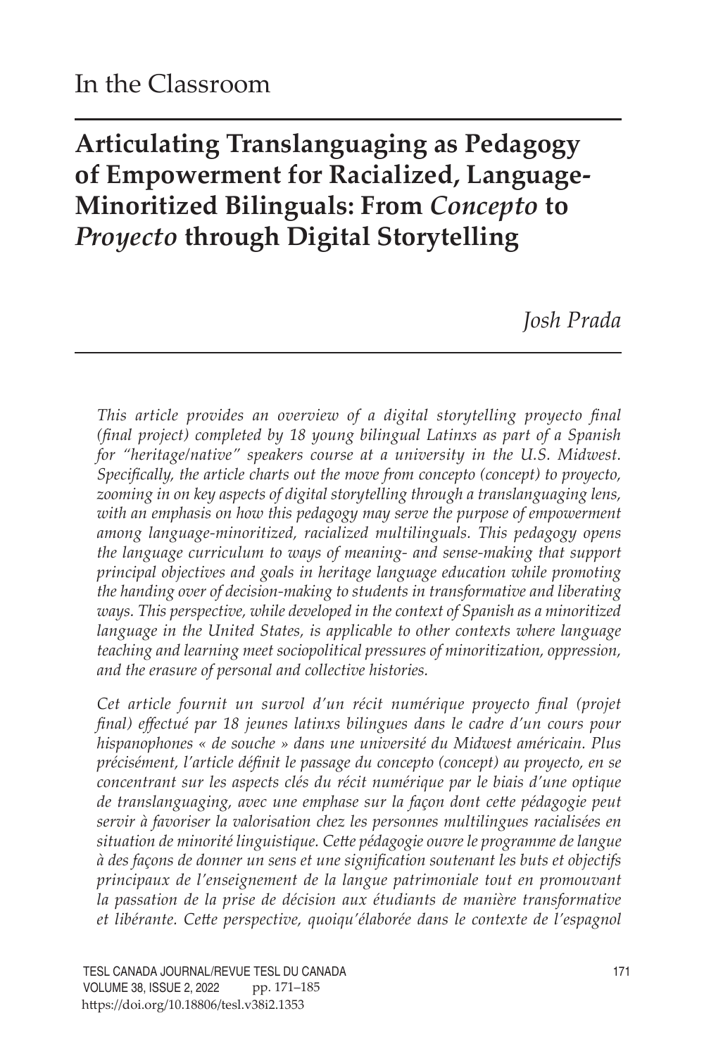In the Classroom

# Articulating Translanguaging as Pedagogy of Empowerment for Racialized, Language-Minoritized Bilinguals: From *Concepto* to *Proyecto* through Digital Storytelling

*Josh Prada*

*This article provides an overview of a digital storytelling proyecto final (final project) completed by 18 young bilingual Latinxs as part of a Spanish for "heritage/native" speakers course at a university in the U.S. Midwest. Specifically, the article charts out the move from concepto (concept) to proyecto, zooming in on key aspects of digital storytelling through a translanguaging lens, with an emphasis on how this pedagogy may serve the purpose of empowerment among language-minoritized, racialized multilinguals. This pedagogy opens the language curriculum to ways of meaning- and sense-making that support principal objectives and goals in heritage language education while promoting the handing over of decision-making to students in transformative and liberating ways. This perspective, while developed in the context of Spanish as a minoritized language in the United States, is applicable to other contexts where language teaching and learning meet sociopolitical pressures of minoritization, oppression, and the erasure of personal and collective histories.*

*Cet article fournit un survol d'un récit numérique proyecto final (projet final) effectué par 18 jeunes latinxs bilingues dans le cadre d'un cours pour hispanophones « de souche » dans une université du Midwest américain. Plus précisément, l'article définit le passage du concepto (concept) au proyecto, en se concentrant sur les aspects clés du récit numérique par le biais d'une optique de translanguaging, avec une emphase sur la façon dont cette pédagogie peut servir à favoriser la valorisation chez les personnes multilingues racialisées en situation de minorité linguistique. Cette pédagogie ouvre le programme de langue à des façons de donner un sens et une signification soutenant les buts et objectifs principaux de l'enseignement de la langue patrimoniale tout en promouvant la passation de la prise de décision aux étudiants de manière transformative et libérante. Cette perspective, quoiqu'élaborée dans le contexte de l'espagnol*

https://doi.org/10.18806/tesl.v38i2.1353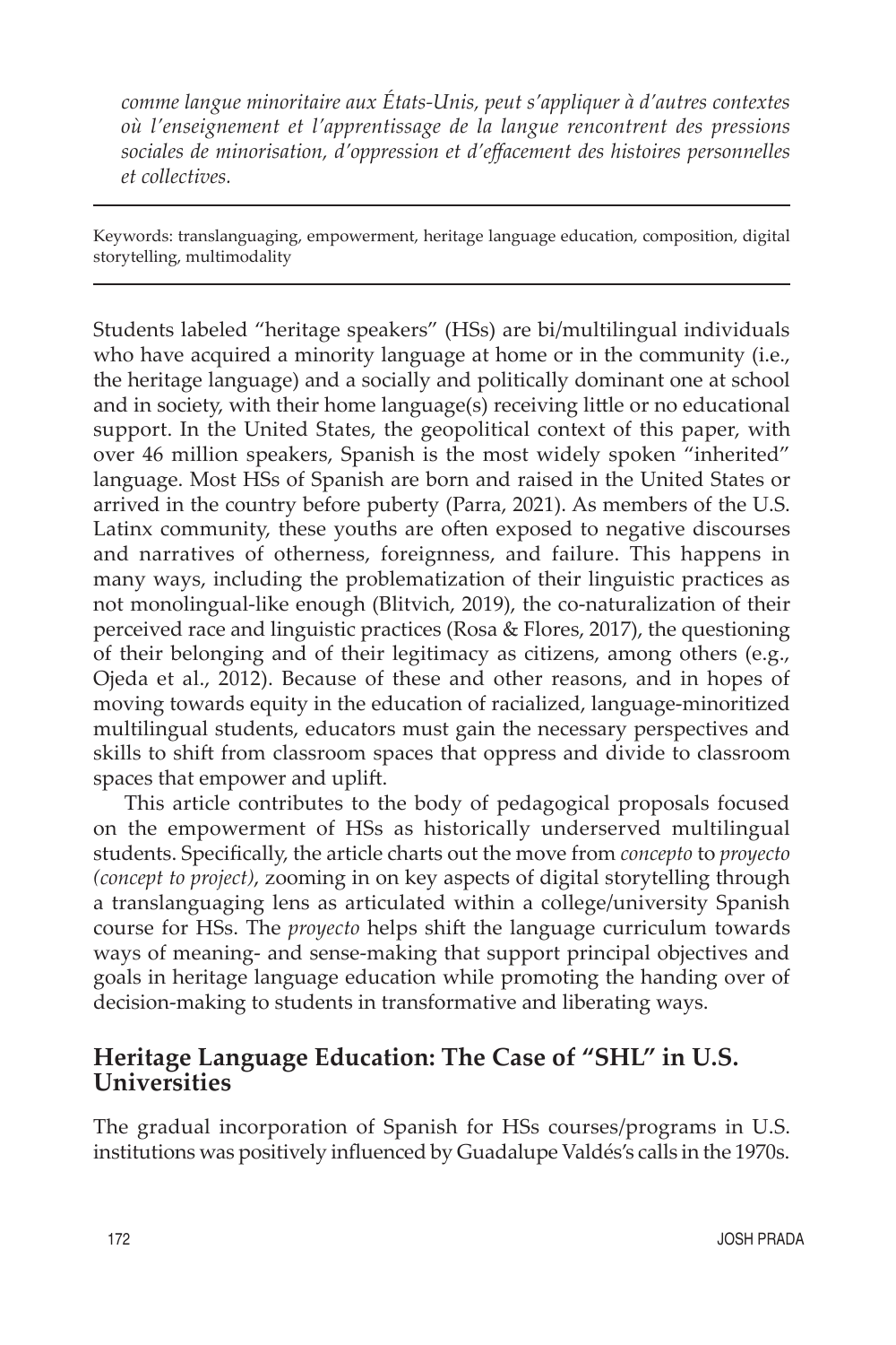*comme langue minoritaire aux États-Unis, peut s'appliquer à d'autres contextes où l'enseignement et l'apprentissage de la langue rencontrent des pressions sociales de minorisation, d'oppression et d'effacement des histoires personnelles et collectives.*

---

Keywords: translanguaging, empowerment, heritage language education, composition, digital storytelling, multimodality

---

Students labeled "heritage speakers" (HSs) are bi/multilingual individuals who have acquired a minority language at home or in the community (i.e., the heritage language) and a socially and politically dominant one at school and in society, with their home language(s) receiving little or no educational support. In the United States, the geopolitical context of this paper, with over 46 million speakers, Spanish is the most widely spoken "inherited" language. Most HSs of Spanish are born and raised in the United States or arrived in the country before puberty (Parra, 2021). As members of the U.S. Latinx community, these youths are often exposed to negative discourses and narratives of otherness, foreignness, and failure. This happens in many ways, including the problematization of their linguistic practices as not monolingual-like enough (Blitvich, 2019), the co-naturalization of their perceived race and linguistic practices (Rosa & Flores, 2017), the questioning of their belonging and of their legitimacy as citizens, among others (e.g., Ojeda et al., 2012). Because of these and other reasons, and in hopes of moving towards equity in the education of racialized, language-minoritized multilingual students, educators must gain the necessary perspectives and skills to shift from classroom spaces that oppress and divide to classroom spaces that empower and uplift.

This article contributes to the body of pedagogical proposals focused on the empowerment of HSs as historically underserved multilingual students. Specifically, the article charts out the move from *concepto* to *proyecto (concept to project)*, zooming in on key aspects of digital storytelling through a translanguaging lens as articulated within a college/university Spanish course for HSs. The *proyecto* helps shift the language curriculum towards ways of meaning- and sense-making that support principal objectives and goals in heritage language education while promoting the handing over of decision-making to students in transformative and liberating ways.

## Heritage Language Education: The Case of "SHL" in U.S. Universities

The gradual incorporation of Spanish for HSs courses/programs in U.S. institutions was positively influenced by Guadalupe Valdés's calls in the 1970s.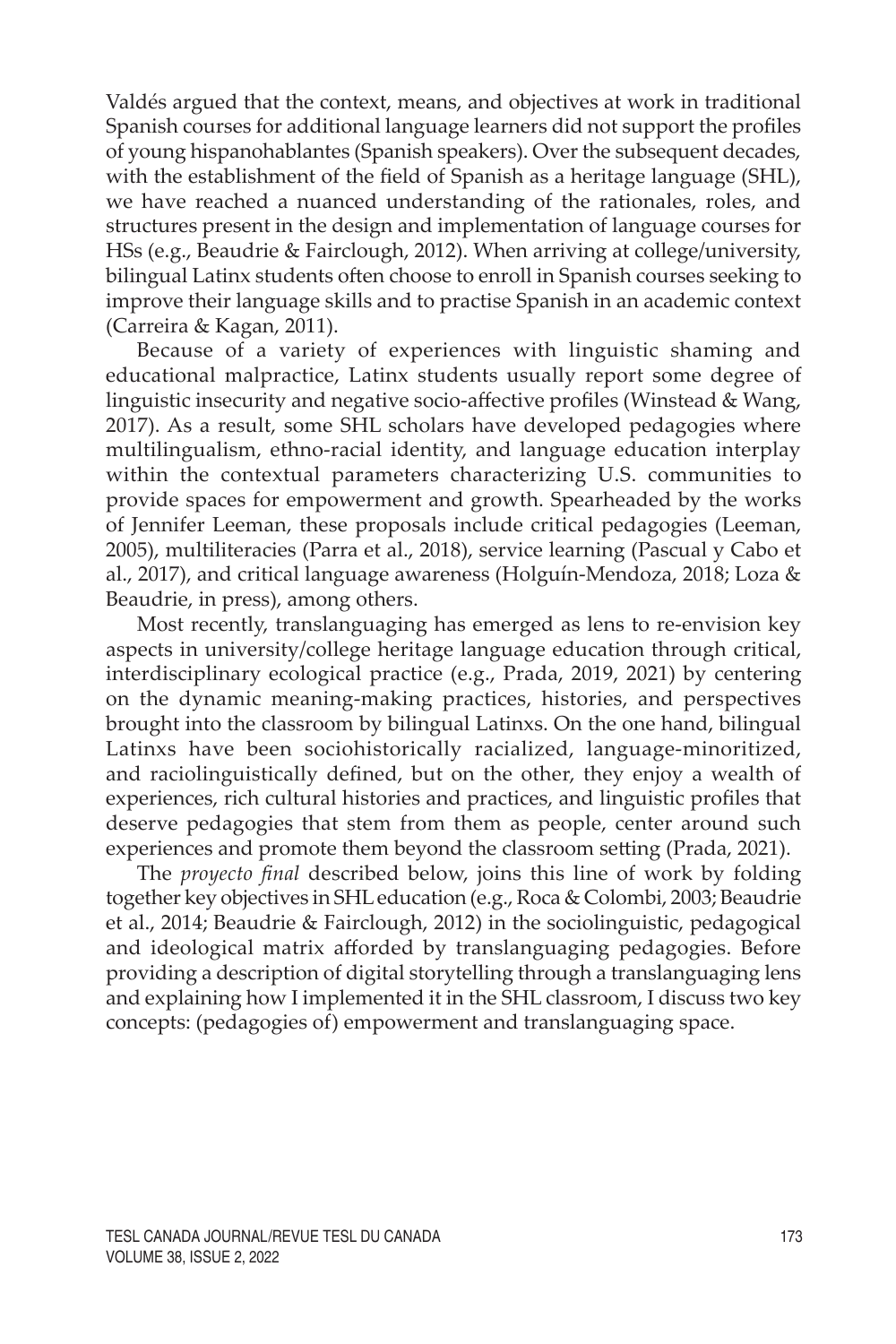Valdés argued that the context, means, and objectives at work in traditional Spanish courses for additional language learners did not support the profiles of young hispanohablantes (Spanish speakers). Over the subsequent decades, with the establishment of the field of Spanish as a heritage language (SHL), we have reached a nuanced understanding of the rationales, roles, and structures present in the design and implementation of language courses for HSs (e.g., Beaudrie & Fairclough, 2012). When arriving at college/university, bilingual Latinx students often choose to enroll in Spanish courses seeking to improve their language skills and to practise Spanish in an academic context (Carreira & Kagan, 2011).

Because of a variety of experiences with linguistic shaming and educational malpractice, Latinx students usually report some degree of linguistic insecurity and negative socio-affective profiles (Winstead & Wang, 2017). As a result, some SHL scholars have developed pedagogies where multilingualism, ethno-racial identity, and language education interplay within the contextual parameters characterizing U.S. communities to provide spaces for empowerment and growth. Spearheaded by the works of Jennifer Leeman, these proposals include critical pedagogies (Leeman, 2005), multiliteracies (Parra et al., 2018), service learning (Pascual y Cabo et al., 2017), and critical language awareness (Holguín-Mendoza, 2018; Loza & Beaudrie, in press), among others.

Most recently, translanguaging has emerged as lens to re-envision key aspects in university/college heritage language education through critical, interdisciplinary ecological practice (e.g., Prada, 2019, 2021) by centering on the dynamic meaning-making practices, histories, and perspectives brought into the classroom by bilingual Latinxs. On the one hand, bilingual Latinxs have been sociohistorically racialized, language-minoritized, and raciolinguistically defined, but on the other, they enjoy a wealth of experiences, rich cultural histories and practices, and linguistic profiles that deserve pedagogies that stem from them as people, center around such experiences and promote them beyond the classroom setting (Prada, 2021).

The *proyecto final* described below, joins this line of work by folding together key objectives in SHL education (e.g., Roca & Colombi, 2003; Beaudrie et al., 2014; Beaudrie & Fairclough, 2012) in the sociolinguistic, pedagogical and ideological matrix afforded by translanguaging pedagogies. Before providing a description of digital storytelling through a translanguaging lens and explaining how I implemented it in the SHL classroom, I discuss two key concepts: (pedagogies of) empowerment and translanguaging space.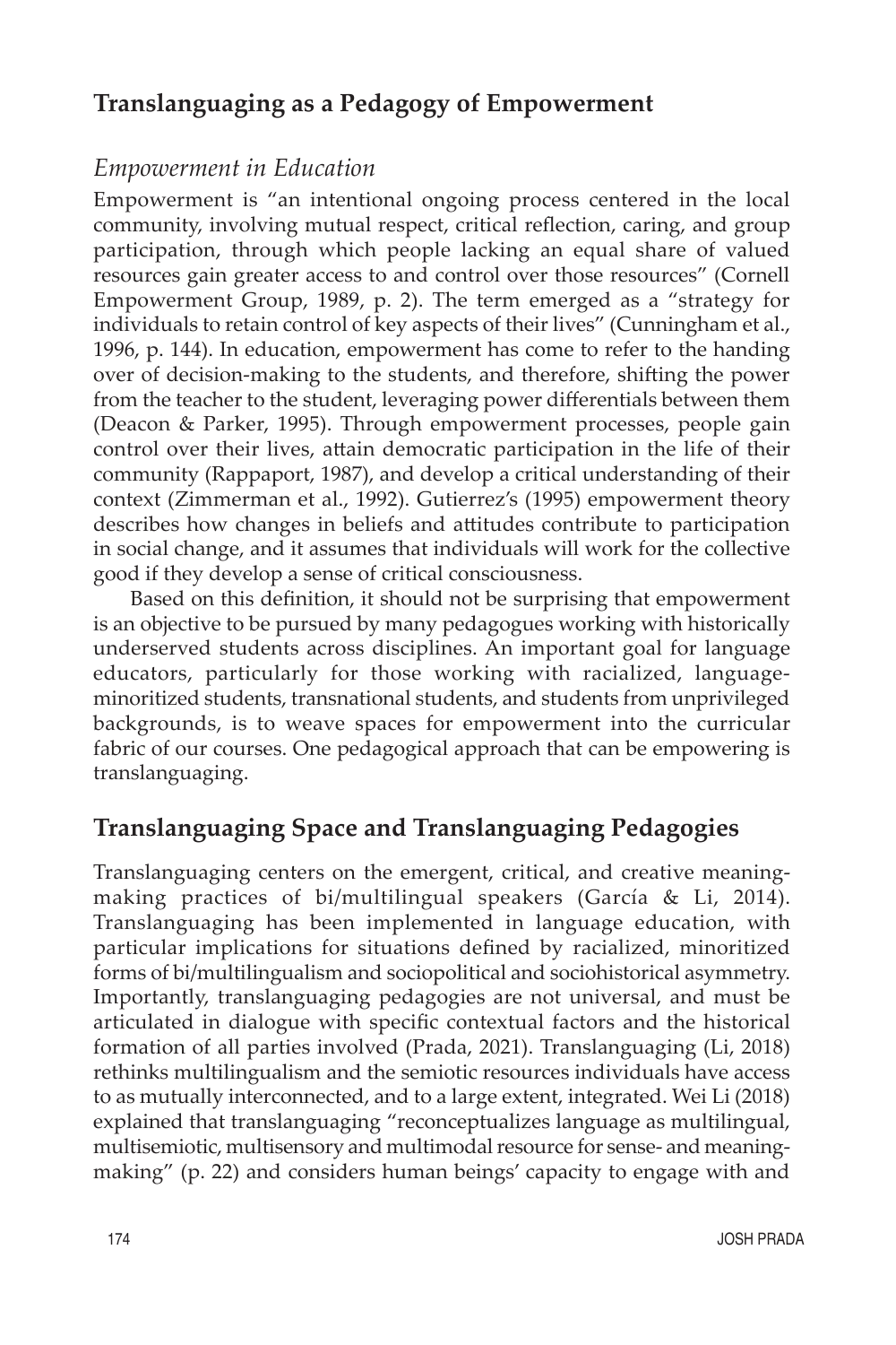## Translanguaging as a Pedagogy of Empowerment

### *Empowerment in Education*

Empowerment is "an intentional ongoing process centered in the local community, involving mutual respect, critical reflection, caring, and group participation, through which people lacking an equal share of valued resources gain greater access to and control over those resources" (Cornell Empowerment Group, 1989, p. 2). The term emerged as a "strategy for individuals to retain control of key aspects of their lives" (Cunningham et al., 1996, p. 144). In education, empowerment has come to refer to the handing over of decision-making to the students, and therefore, shifting the power from the teacher to the student, leveraging power differentials between them (Deacon & Parker, 1995). Through empowerment processes, people gain control over their lives, attain democratic participation in the life of their community (Rappaport, 1987), and develop a critical understanding of their context (Zimmerman et al., 1992). Gutierrez's (1995) empowerment theory describes how changes in beliefs and attitudes contribute to participation in social change, and it assumes that individuals will work for the collective good if they develop a sense of critical consciousness.

Based on this definition, it should not be surprising that empowerment is an objective to be pursued by many pedagogues working with historically underserved students across disciplines. An important goal for language educators, particularly for those working with racialized, language-minoritized students, transnational students, and students from unprivileged backgrounds, is to weave spaces for empowerment into the curricular fabric of our courses. One pedagogical approach that can be empowering is translanguaging.

## Translanguaging Space and Translanguaging Pedagogies

Translanguaging centers on the emergent, critical, and creative meaning-making practices of bi/multilingual speakers (García & Li, 2014). Translanguaging has been implemented in language education, with particular implications for situations defined by racialized, minoritized forms of bi/multilingualism and sociopolitical and sociohistorical asymmetry. Importantly, translanguaging pedagogies are not universal, and must be articulated in dialogue with specific contextual factors and the historical formation of all parties involved (Prada, 2021). Translanguaging (Li, 2018) rethinks multilingualism and the semiotic resources individuals have access to as mutually interconnected, and to a large extent, integrated. Wei Li (2018) explained that translanguaging "reconceptualizes language as multilingual, multisemiotic, multisensory and multimodal resource for sense- and meaning-making" (p. 22) and considers human beings' capacity to engage with and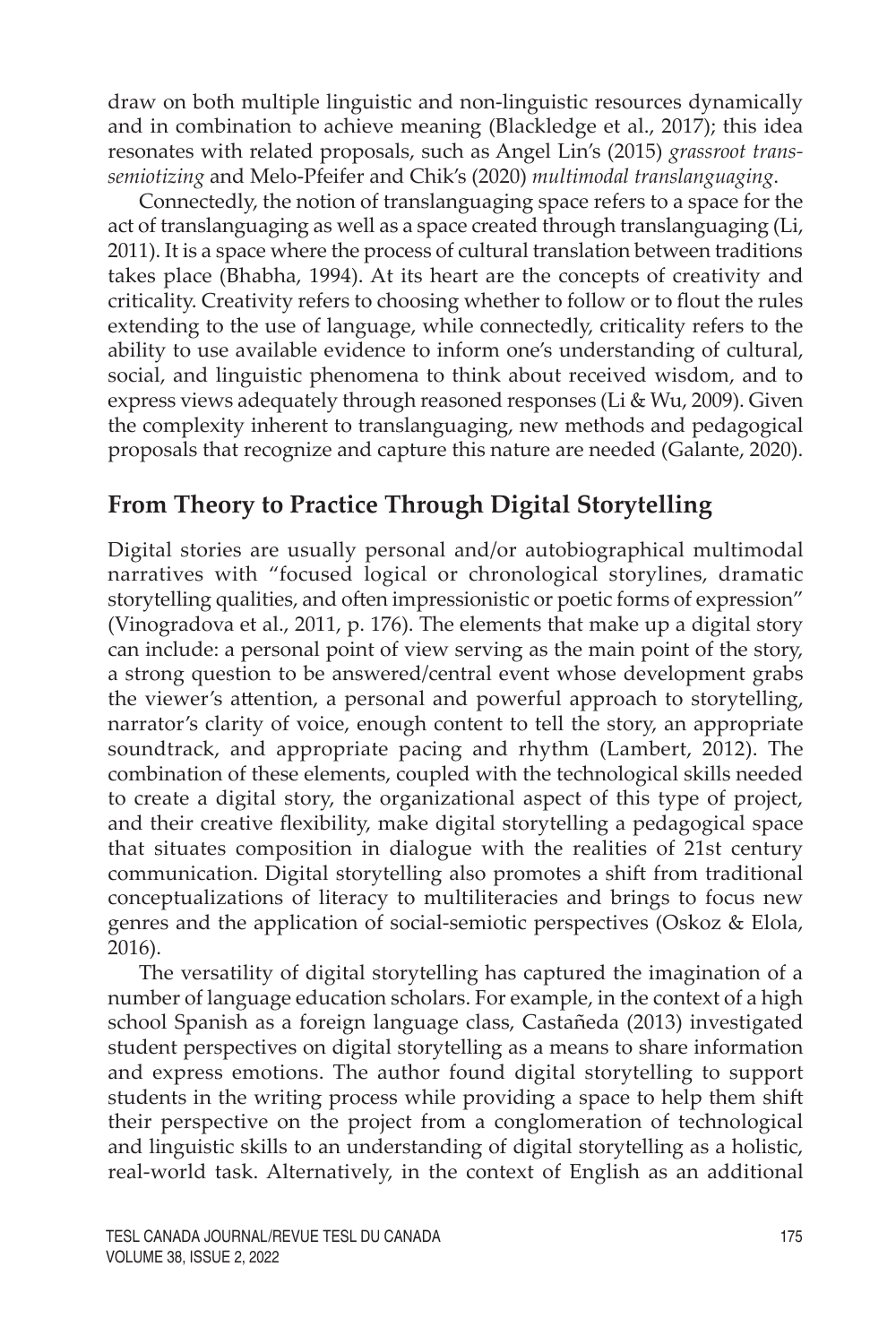draw on both multiple linguistic and non-linguistic resources dynamically and in combination to achieve meaning (Blackledge et al., 2017); this idea resonates with related proposals, such as Angel Lin's (2015) *grassroot trans-semiotizing* and Melo-Pfeifer and Chik's (2020) *multimodal translanguaging*.

Connectedly, the notion of translanguaging space refers to a space for the act of translanguaging as well as a space created through translanguaging (Li, 2011). It is a space where the process of cultural translation between traditions takes place (Bhabha, 1994). At its heart are the concepts of creativity and criticality. Creativity refers to choosing whether to follow or to flout the rules extending to the use of language, while connectedly, criticality refers to the ability to use available evidence to inform one's understanding of cultural, social, and linguistic phenomena to think about received wisdom, and to express views adequately through reasoned responses (Li & Wu, 2009). Given the complexity inherent to translanguaging, new methods and pedagogical proposals that recognize and capture this nature are needed (Galante, 2020).

## From Theory to Practice Through Digital Storytelling

Digital stories are usually personal and/or autobiographical multimodal narratives with "focused logical or chronological storylines, dramatic storytelling qualities, and often impressionistic or poetic forms of expression" (Vinogradova et al., 2011, p. 176). The elements that make up a digital story can include: a personal point of view serving as the main point of the story, a strong question to be answered/central event whose development grabs the viewer's attention, a personal and powerful approach to storytelling, narrator's clarity of voice, enough content to tell the story, an appropriate soundtrack, and appropriate pacing and rhythm (Lambert, 2012). The combination of these elements, coupled with the technological skills needed to create a digital story, the organizational aspect of this type of project, and their creative flexibility, make digital storytelling a pedagogical space that situates composition in dialogue with the realities of 21st century communication. Digital storytelling also promotes a shift from traditional conceptualizations of literacy to multiliteracies and brings to focus new genres and the application of social-semiotic perspectives (Oskoz & Elola, 2016).

The versatility of digital storytelling has captured the imagination of a number of language education scholars. For example, in the context of a high school Spanish as a foreign language class, Castañeda (2013) investigated student perspectives on digital storytelling as a means to share information and express emotions. The author found digital storytelling to support students in the writing process while providing a space to help them shift their perspective on the project from a conglomeration of technological and linguistic skills to an understanding of digital storytelling as a holistic, real-world task. Alternatively, in the context of English as an additional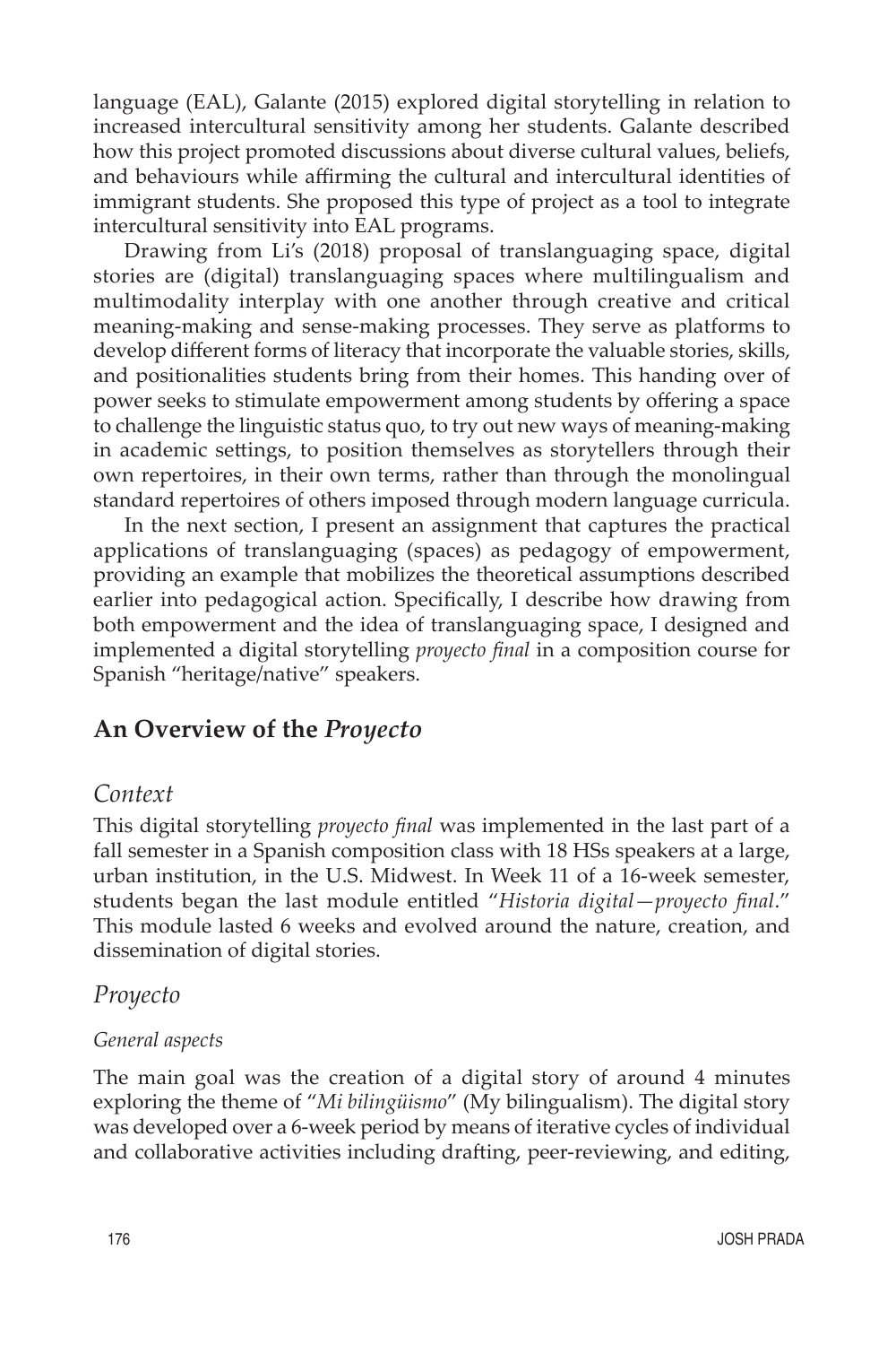language (EAL), Galante (2015) explored digital storytelling in relation to increased intercultural sensitivity among her students. Galante described how this project promoted discussions about diverse cultural values, beliefs, and behaviours while affirming the cultural and intercultural identities of immigrant students. She proposed this type of project as a tool to integrate intercultural sensitivity into EAL programs.

Drawing from Li's (2018) proposal of translanguaging space, digital stories are (digital) translanguaging spaces where multilingualism and multimodality interplay with one another through creative and critical meaning-making and sense-making processes. They serve as platforms to develop different forms of literacy that incorporate the valuable stories, skills, and positionalities students bring from their homes. This handing over of power seeks to stimulate empowerment among students by offering a space to challenge the linguistic status quo, to try out new ways of meaning-making in academic settings, to position themselves as storytellers through their own repertoires, in their own terms, rather than through the monolingual standard repertoires of others imposed through modern language curricula.

In the next section, I present an assignment that captures the practical applications of translanguaging (spaces) as pedagogy of empowerment, providing an example that mobilizes the theoretical assumptions described earlier into pedagogical action. Specifically, I describe how drawing from both empowerment and the idea of translanguaging space, I designed and implemented a digital storytelling *proyecto final* in a composition course for Spanish "heritage/native" speakers.

## An Overview of the *Proyecto*

### *Context*

This digital storytelling *proyecto final* was implemented in the last part of a fall semester in a Spanish composition class with 18 HSs speakers at a large, urban institution, in the U.S. Midwest. In Week 11 of a 16-week semester, students began the last module entitled "*Historia digital—proyecto final*." This module lasted 6 weeks and evolved around the nature, creation, and dissemination of digital stories.

### *Proyecto*

#### *General aspects*

The main goal was the creation of a digital story of around 4 minutes exploring the theme of "*Mi bilingüismo*" (My bilingualism). The digital story was developed over a 6-week period by means of iterative cycles of individual and collaborative activities including drafting, peer-reviewing, and editing,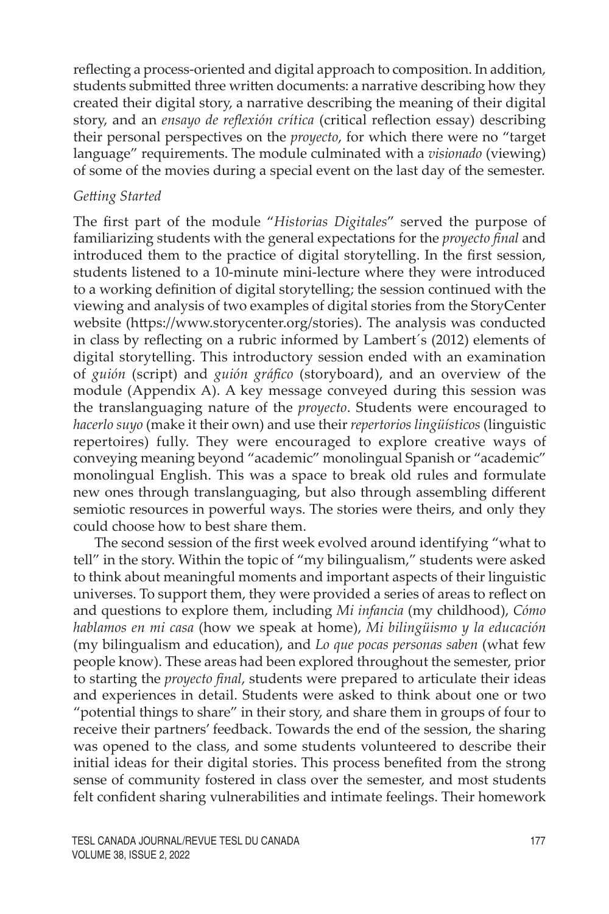reflecting a process-oriented and digital approach to composition. In addition, students submitted three written documents: a narrative describing how they created their digital story, a narrative describing the meaning of their digital story, and an *ensayo de reflexión crítica* (critical reflection essay) describing their personal perspectives on the *proyecto*, for which there were no "target language" requirements. The module culminated with a *visionado* (viewing) of some of the movies during a special event on the last day of the semester.

### *Getting Started*

The first part of the module "*Historias Digitales*" served the purpose of familiarizing students with the general expectations for the *proyecto final* and introduced them to the practice of digital storytelling. In the first session, students listened to a 10-minute mini-lecture where they were introduced to a working definition of digital storytelling; the session continued with the viewing and analysis of two examples of digital stories from the StoryCenter website (https://www.storycenter.org/stories). The analysis was conducted in class by reflecting on a rubric informed by Lambert´s (2012) elements of digital storytelling. This introductory session ended with an examination of *guión* (script) and *guión gráfico* (storyboard), and an overview of the module (Appendix A). A key message conveyed during this session was the translanguaging nature of the *proyecto*. Students were encouraged to *hacerlo suyo* (make it their own) and use their *repertorios lingüísticos* (linguistic repertoires) fully. They were encouraged to explore creative ways of conveying meaning beyond "academic" monolingual Spanish or "academic" monolingual English. This was a space to break old rules and formulate new ones through translanguaging, but also through assembling different semiotic resources in powerful ways. The stories were theirs, and only they could choose how to best share them.

The second session of the first week evolved around identifying "what to tell" in the story. Within the topic of "my bilingualism," students were asked to think about meaningful moments and important aspects of their linguistic universes. To support them, they were provided a series of areas to reflect on and questions to explore them, including *Mi infancia* (my childhood), *Cómo hablamos en mi casa* (how we speak at home), *Mi bilingüismo y la educación* (my bilingualism and education), and *Lo que pocas personas saben* (what few people know). These areas had been explored throughout the semester, prior to starting the *proyecto final*, students were prepared to articulate their ideas and experiences in detail. Students were asked to think about one or two "potential things to share" in their story, and share them in groups of four to receive their partners' feedback. Towards the end of the session, the sharing was opened to the class, and some students volunteered to describe their initial ideas for their digital stories. This process benefited from the strong sense of community fostered in class over the semester, and most students felt confident sharing vulnerabilities and intimate feelings. Their homework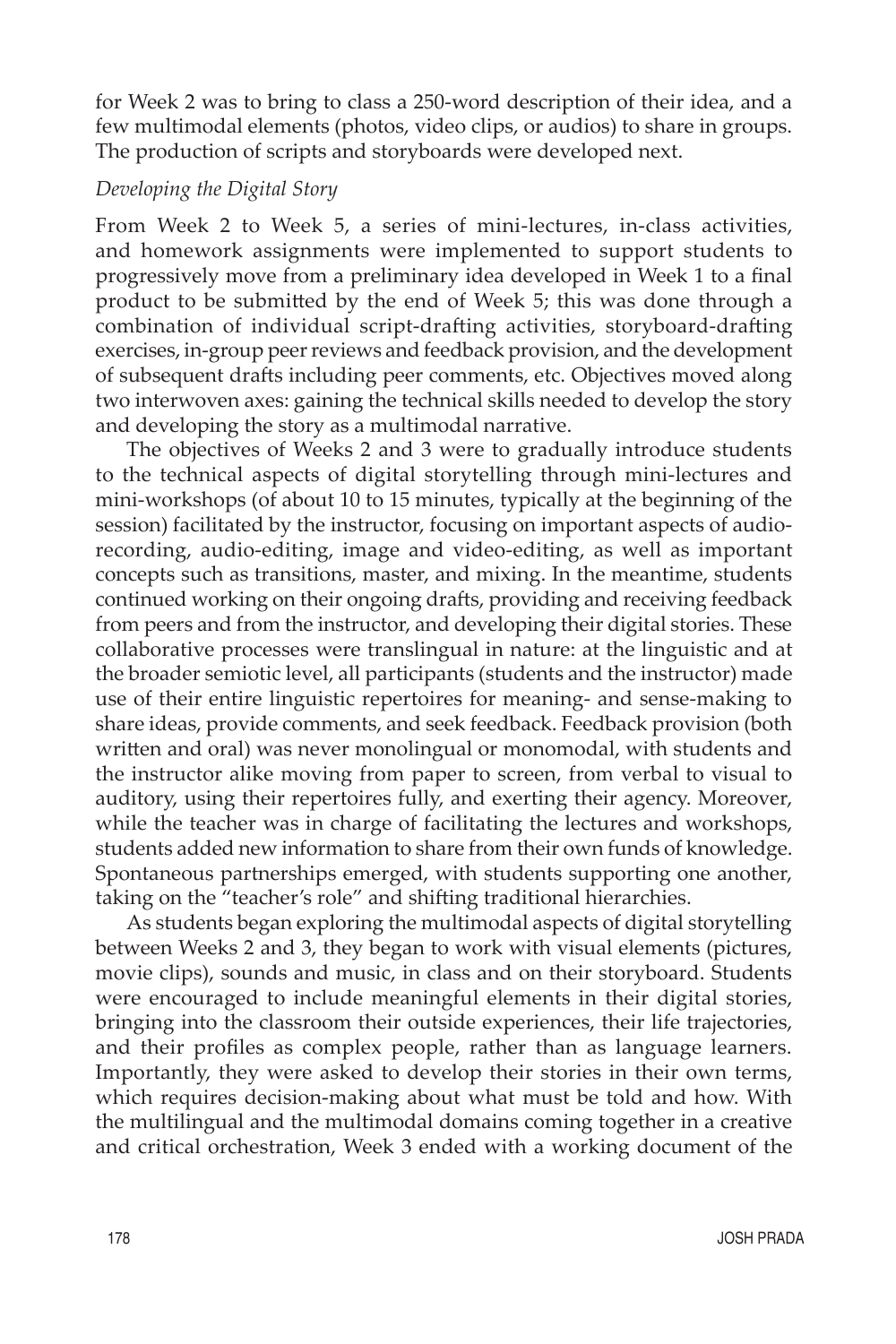for Week 2 was to bring to class a 250-word description of their idea, and a few multimodal elements (photos, video clips, or audios) to share in groups. The production of scripts and storyboards were developed next.

*Developing the Digital Story*

From Week 2 to Week 5, a series of mini-lectures, in-class activities, and homework assignments were implemented to support students to progressively move from a preliminary idea developed in Week 1 to a final product to be submitted by the end of Week 5; this was done through a combination of individual script-drafting activities, storyboard-drafting exercises, in-group peer reviews and feedback provision, and the development of subsequent drafts including peer comments, etc. Objectives moved along two interwoven axes: gaining the technical skills needed to develop the story and developing the story as a multimodal narrative.

The objectives of Weeks 2 and 3 were to gradually introduce students to the technical aspects of digital storytelling through mini-lectures and mini-workshops (of about 10 to 15 minutes, typically at the beginning of the session) facilitated by the instructor, focusing on important aspects of audio-recording, audio-editing, image and video-editing, as well as important concepts such as transitions, master, and mixing. In the meantime, students continued working on their ongoing drafts, providing and receiving feedback from peers and from the instructor, and developing their digital stories. These collaborative processes were translingual in nature: at the linguistic and at the broader semiotic level, all participants (students and the instructor) made use of their entire linguistic repertoires for meaning- and sense-making to share ideas, provide comments, and seek feedback. Feedback provision (both written and oral) was never monolingual or monomodal, with students and the instructor alike moving from paper to screen, from verbal to visual to auditory, using their repertoires fully, and exerting their agency. Moreover, while the teacher was in charge of facilitating the lectures and workshops, students added new information to share from their own funds of knowledge. Spontaneous partnerships emerged, with students supporting one another, taking on the "teacher's role" and shifting traditional hierarchies.

As students began exploring the multimodal aspects of digital storytelling between Weeks 2 and 3, they began to work with visual elements (pictures, movie clips), sounds and music, in class and on their storyboard. Students were encouraged to include meaningful elements in their digital stories, bringing into the classroom their outside experiences, their life trajectories, and their profiles as complex people, rather than as language learners. Importantly, they were asked to develop their stories in their own terms, which requires decision-making about what must be told and how. With the multilingual and the multimodal domains coming together in a creative and critical orchestration, Week 3 ended with a working document of the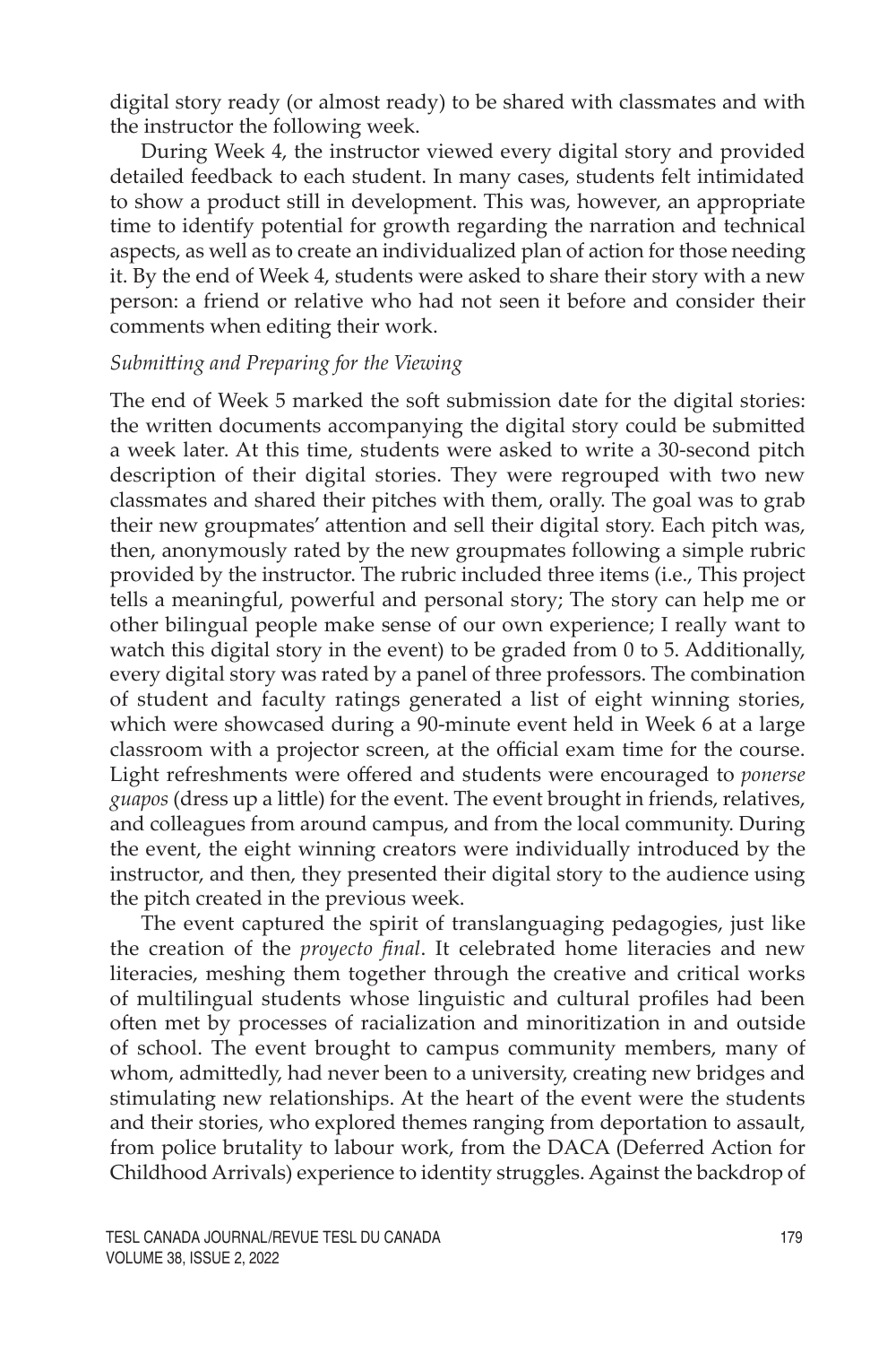digital story ready (or almost ready) to be shared with classmates and with the instructor the following week.

During Week 4, the instructor viewed every digital story and provided detailed feedback to each student. In many cases, students felt intimidated to show a product still in development. This was, however, an appropriate time to identify potential for growth regarding the narration and technical aspects, as well as to create an individualized plan of action for those needing it. By the end of Week 4, students were asked to share their story with a new person: a friend or relative who had not seen it before and consider their comments when editing their work.

### *Submitting and Preparing for the Viewing*

The end of Week 5 marked the soft submission date for the digital stories: the written documents accompanying the digital story could be submitted a week later. At this time, students were asked to write a 30-second pitch description of their digital stories. They were regrouped with two new classmates and shared their pitches with them, orally. The goal was to grab their new groupmates' attention and sell their digital story. Each pitch was, then, anonymously rated by the new groupmates following a simple rubric provided by the instructor. The rubric included three items (i.e., This project tells a meaningful, powerful and personal story; The story can help me or other bilingual people make sense of our own experience; I really want to watch this digital story in the event) to be graded from 0 to 5. Additionally, every digital story was rated by a panel of three professors. The combination of student and faculty ratings generated a list of eight winning stories, which were showcased during a 90-minute event held in Week 6 at a large classroom with a projector screen, at the official exam time for the course. Light refreshments were offered and students were encouraged to *ponerse guapos* (dress up a little) for the event. The event brought in friends, relatives, and colleagues from around campus, and from the local community. During the event, the eight winning creators were individually introduced by the instructor, and then, they presented their digital story to the audience using the pitch created in the previous week.

The event captured the spirit of translanguaging pedagogies, just like the creation of the *proyecto final*. It celebrated home literacies and new literacies, meshing them together through the creative and critical works of multilingual students whose linguistic and cultural profiles had been often met by processes of racialization and minoritization in and outside of school. The event brought to campus community members, many of whom, admittedly, had never been to a university, creating new bridges and stimulating new relationships. At the heart of the event were the students and their stories, who explored themes ranging from deportation to assault, from police brutality to labour work, from the DACA (Deferred Action for Childhood Arrivals) experience to identity struggles. Against the backdrop of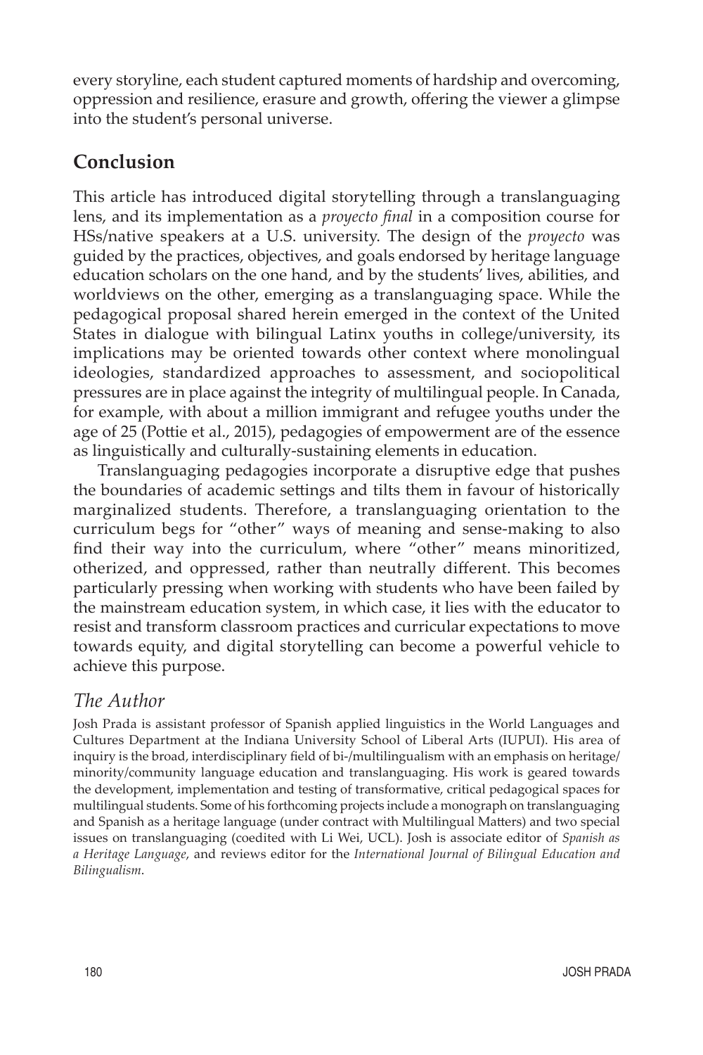every storyline, each student captured moments of hardship and overcoming, oppression and resilience, erasure and growth, offering the viewer a glimpse into the student's personal universe.

## Conclusion

This article has introduced digital storytelling through a translanguaging lens, and its implementation as a *proyecto final* in a composition course for HSs/native speakers at a U.S. university. The design of the *proyecto* was guided by the practices, objectives, and goals endorsed by heritage language education scholars on the one hand, and by the students' lives, abilities, and worldviews on the other, emerging as a translanguaging space. While the pedagogical proposal shared herein emerged in the context of the United States in dialogue with bilingual Latinx youths in college/university, its implications may be oriented towards other context where monolingual ideologies, standardized approaches to assessment, and sociopolitical pressures are in place against the integrity of multilingual people. In Canada, for example, with about a million immigrant and refugee youths under the age of 25 (Pottie et al., 2015), pedagogies of empowerment are of the essence as linguistically and culturally-sustaining elements in education.

Translanguaging pedagogies incorporate a disruptive edge that pushes the boundaries of academic settings and tilts them in favour of historically marginalized students. Therefore, a translanguaging orientation to the curriculum begs for "other" ways of meaning and sense-making to also find their way into the curriculum, where "other" means minoritized, otherized, and oppressed, rather than neutrally different. This becomes particularly pressing when working with students who have been failed by the mainstream education system, in which case, it lies with the educator to resist and transform classroom practices and curricular expectations to move towards equity, and digital storytelling can become a powerful vehicle to achieve this purpose.

### *The Author*

Josh Prada is assistant professor of Spanish applied linguistics in the World Languages and Cultures Department at the Indiana University School of Liberal Arts (IUPUI). His area of inquiry is the broad, interdisciplinary field of bi-/multilingualism with an emphasis on heritage/minority/community language education and translanguaging. His work is geared towards the development, implementation and testing of transformative, critical pedagogical spaces for multilingual students. Some of his forthcoming projects include a monograph on translanguaging and Spanish as a heritage language (under contract with Multilingual Matters) and two special issues on translanguaging (coedited with Li Wei, UCL). Josh is associate editor of *Spanish as a Heritage Language*, and reviews editor for the *International Journal of Bilingual Education and Bilingualism*.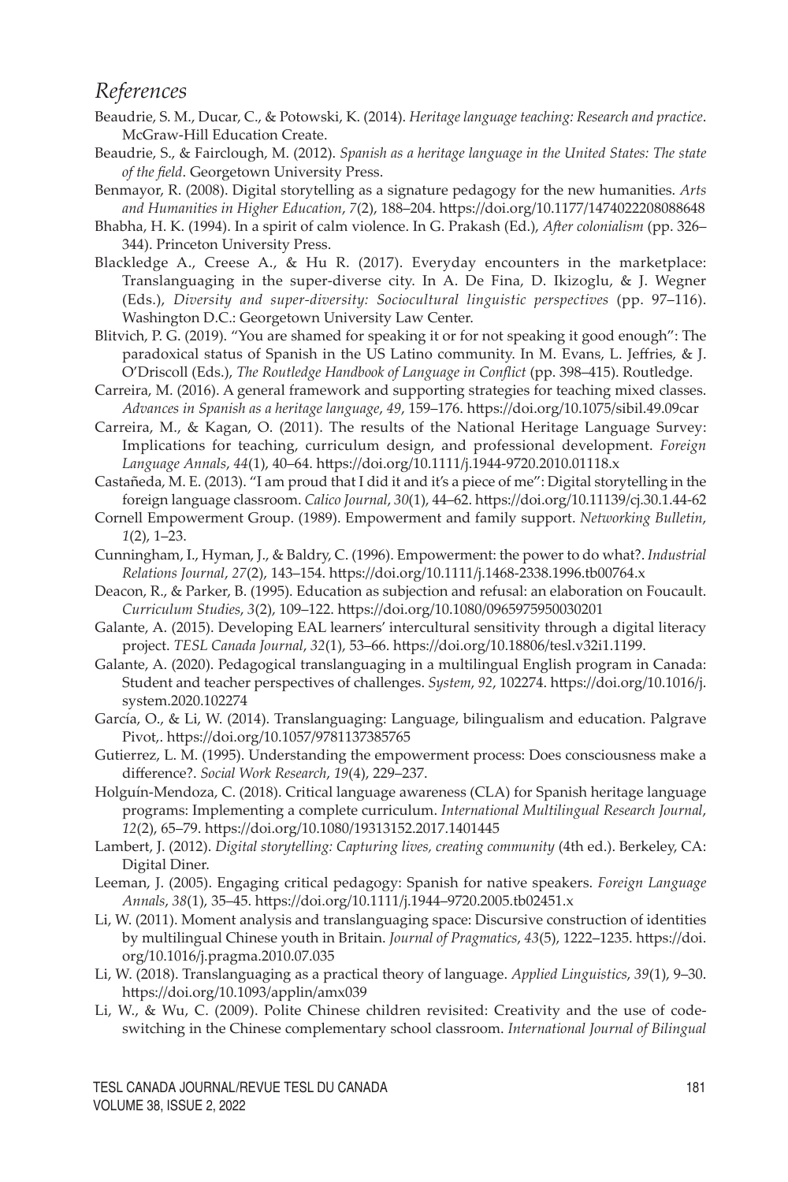## *References*

Beaudrie, S. M., Ducar, C., & Potowski, K. (2014). *Heritage language teaching: Research and practice*. McGraw-Hill Education Create.

Beaudrie, S., & Fairclough, M. (2012). *Spanish as a heritage language in the United States: The state of the field*. Georgetown University Press.

Benmayor, R. (2008). Digital storytelling as a signature pedagogy for the new humanities. *Arts and Humanities in Higher Education*, *7*(2), 188–204. https://doi.org/10.1177/1474022208088648

Bhabha, H. K. (1994). In a spirit of calm violence. In G. Prakash (Ed.), *After colonialism* (pp. 326–344). Princeton University Press.

Blackledge A., Creese A., & Hu R. (2017). Everyday encounters in the marketplace: Translanguaging in the super-diverse city. In A. De Fina, D. Ikizoglu, & J. Wegner (Eds.), *Diversity and super-diversity: Sociocultural linguistic perspectives* (pp. 97–116). Washington D.C.: Georgetown University Law Center.

Blitvich, P. G. (2019). "You are shamed for speaking it or for not speaking it good enough": The paradoxical status of Spanish in the US Latino community. In M. Evans, L. Jeffries, & J. O'Driscoll (Eds.), *The Routledge Handbook of Language in Conflict* (pp. 398–415). Routledge.

Carreira, M. (2016). A general framework and supporting strategies for teaching mixed classes. *Advances in Spanish as a heritage language*, *49*, 159–176. https://doi.org/10.1075/sibil.49.09car

Carreira, M., & Kagan, O. (2011). The results of the National Heritage Language Survey: Implications for teaching, curriculum design, and professional development. *Foreign Language Annals*, *44*(1), 40–64. https://doi.org/10.1111/j.1944-9720.2010.01118.x

Castañeda, M. E. (2013). "I am proud that I did it and it's a piece of me": Digital storytelling in the foreign language classroom. *Calico Journal*, *30*(1), 44–62. https://doi.org/10.11139/cj.30.1.44-62

Cornell Empowerment Group. (1989). Empowerment and family support. *Networking Bulletin*, *1*(2), 1–23.

Cunningham, I., Hyman, J., & Baldry, C. (1996). Empowerment: the power to do what?. *Industrial Relations Journal*, *27*(2), 143–154. https://doi.org/10.1111/j.1468-2338.1996.tb00764.x

Deacon, R., & Parker, B. (1995). Education as subjection and refusal: an elaboration on Foucault. *Curriculum Studies*, *3*(2), 109–122. https://doi.org/10.1080/0965975950030201

Galante, A. (2015). Developing EAL learners' intercultural sensitivity through a digital literacy project. *TESL Canada Journal*, *32*(1), 53–66. https://doi.org/10.18806/tesl.v32i1.1199.

Galante, A. (2020). Pedagogical translanguaging in a multilingual English program in Canada: Student and teacher perspectives of challenges. *System*, *92*, 102274. https://doi.org/10.1016/j.system.2020.102274

García, O., & Li, W. (2014). Translanguaging: Language, bilingualism and education. Palgrave Pivot,. https://doi.org/10.1057/9781137385765

Gutierrez, L. M. (1995). Understanding the empowerment process: Does consciousness make a difference?. *Social Work Research*, *19*(4), 229–237.

Holguín-Mendoza, C. (2018). Critical language awareness (CLA) for Spanish heritage language programs: Implementing a complete curriculum. *International Multilingual Research Journal*, *12*(2), 65–79. https://doi.org/10.1080/19313152.2017.1401445

Lambert, J. (2012). *Digital storytelling: Capturing lives, creating community* (4th ed.). Berkeley, CA: Digital Diner.

Leeman, J. (2005). Engaging critical pedagogy: Spanish for native speakers. *Foreign Language Annals*, *38*(1), 35–45. https://doi.org/10.1111/j.1944–9720.2005.tb02451.x

Li, W. (2011). Moment analysis and translanguaging space: Discursive construction of identities by multilingual Chinese youth in Britain. *Journal of Pragmatics*, *43*(5), 1222–1235. https://doi.org/10.1016/j.pragma.2010.07.035

Li, W. (2018). Translanguaging as a practical theory of language. *Applied Linguistics*, *39*(1), 9–30. https://doi.org/10.1093/applin/amx039

Li, W., & Wu, C. (2009). Polite Chinese children revisited: Creativity and the use of code-switching in the Chinese complementary school classroom. *International Journal of Bilingual*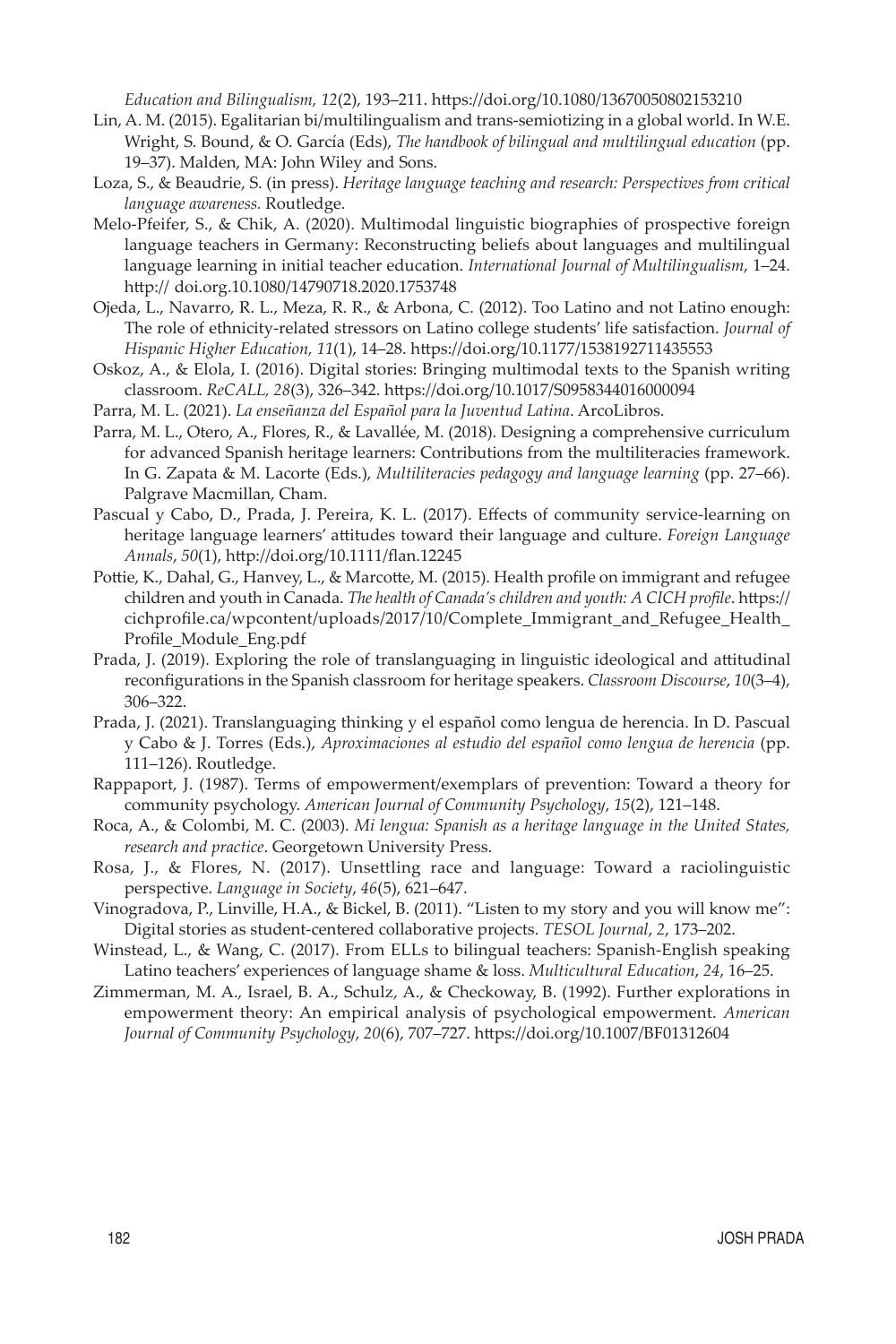*Education and Bilingualism, 12*(2), 193–211. https://doi.org/10.1080/13670050802153210

Lin, A. M. (2015). Egalitarian bi/multilingualism and trans-semiotizing in a global world. In W.E. Wright, S. Bound, & O. García (Eds), *The handbook of bilingual and multilingual education* (pp. 19–37). Malden, MA: John Wiley and Sons.

Loza, S., & Beaudrie, S. (in press). *Heritage language teaching and research: Perspectives from critical language awareness.* Routledge.

Melo-Pfeifer, S., & Chik, A. (2020). Multimodal linguistic biographies of prospective foreign language teachers in Germany: Reconstructing beliefs about languages and multilingual language learning in initial teacher education. *International Journal of Multilingualism*, 1–24. http:// doi.org.10.1080/14790718.2020.1753748

Ojeda, L., Navarro, R. L., Meza, R. R., & Arbona, C. (2012). Too Latino and not Latino enough: The role of ethnicity-related stressors on Latino college students' life satisfaction. *Journal of Hispanic Higher Education, 11*(1), 14–28. https://doi.org/10.1177/1538192711435553

Oskoz, A., & Elola, I. (2016). Digital stories: Bringing multimodal texts to the Spanish writing classroom. *ReCALL, 28*(3), 326–342. https://doi.org/10.1017/S0958344016000094

Parra, M. L. (2021). *La enseñanza del Español para la Juventud Latina*. ArcoLibros.

Parra, M. L., Otero, A., Flores, R., & Lavallée, M. (2018). Designing a comprehensive curriculum for advanced Spanish heritage learners: Contributions from the multiliteracies framework. In G. Zapata & M. Lacorte (Eds.), *Multiliteracies pedagogy and language learning* (pp. 27–66). Palgrave Macmillan, Cham.

Pascual y Cabo, D., Prada, J. Pereira, K. L. (2017). Effects of community service-learning on heritage language learners' attitudes toward their language and culture. *Foreign Language Annals*, *50*(1), http://doi.org/10.1111/flan.12245

Pottie, K., Dahal, G., Hanvey, L., & Marcotte, M. (2015). Health profile on immigrant and refugee children and youth in Canada. *The health of Canada's children and youth: A CICH profile*. https://cichprofile.ca/wpcontent/uploads/2017/10/Complete_Immigrant_and_Refugee_Health_Profile_Module_Eng.pdf

Prada, J. (2019). Exploring the role of translanguaging in linguistic ideological and attitudinal reconfigurations in the Spanish classroom for heritage speakers. *Classroom Discourse*, *10*(3–4), 306–322.

Prada, J. (2021). Translanguaging thinking y el español como lengua de herencia. In D. Pascual y Cabo & J. Torres (Eds.), *Aproximaciones al estudio del español como lengua de herencia* (pp. 111–126). Routledge.

Rappaport, J. (1987). Terms of empowerment/exemplars of prevention: Toward a theory for community psychology. *American Journal of Community Psychology*, *15*(2), 121–148.

Roca, A., & Colombi, M. C. (2003). *Mi lengua: Spanish as a heritage language in the United States, research and practice*. Georgetown University Press.

Rosa, J., & Flores, N. (2017). Unsettling race and language: Toward a raciolinguistic perspective. *Language in Society*, *46*(5), 621–647.

Vinogradova, P., Linville, H.A., & Bickel, B. (2011). "Listen to my story and you will know me": Digital stories as student-centered collaborative projects. *TESOL Journal*, *2*, 173–202.

Winstead, L., & Wang, C. (2017). From ELLs to bilingual teachers: Spanish-English speaking Latino teachers' experiences of language shame & loss. *Multicultural Education*, *24*, 16–25.

Zimmerman, M. A., Israel, B. A., Schulz, A., & Checkoway, B. (1992). Further explorations in empowerment theory: An empirical analysis of psychological empowerment. *American Journal of Community Psychology*, *20*(6), 707–727. https://doi.org/10.1007/BF01312604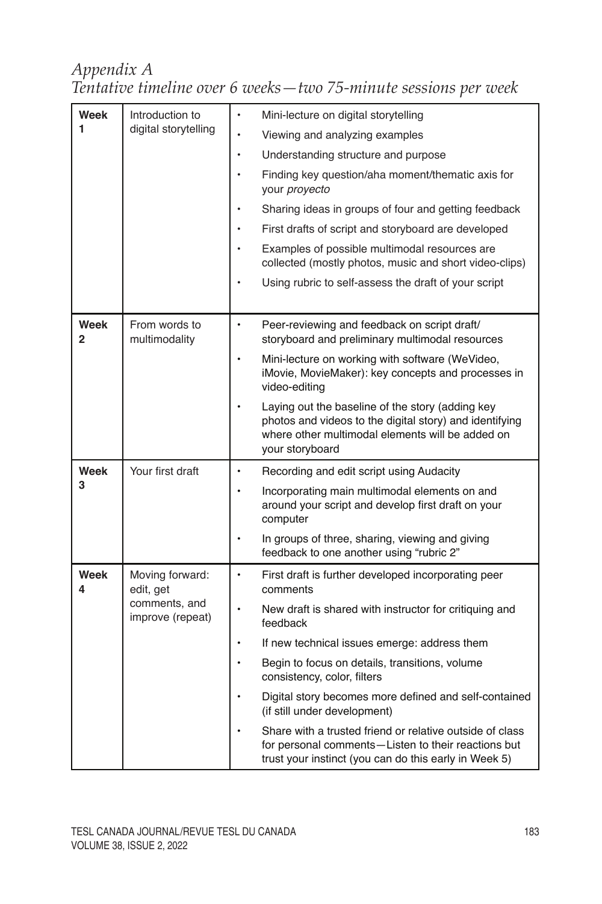# *Appendix A*
## *Tentative timeline over 6 weeks—two 75-minute sessions per week*

| Week | Topic | Activities |
|---|---|---|
| **Week 1** | Introduction to digital storytelling | • Mini-lecture on digital storytelling<br>• Viewing and analyzing examples<br>• Understanding structure and purpose<br>• Finding key question/aha moment/thematic axis for your *proyecto*<br>• Sharing ideas in groups of four and getting feedback<br>• First drafts of script and storyboard are developed<br>• Examples of possible multimodal resources are collected (mostly photos, music and short video-clips)<br>• Using rubric to self-assess the draft of your script |
| **Week 2** | From words to multimodality | • Peer-reviewing and feedback on script draft/ storyboard and preliminary multimodal resources<br>• Mini-lecture on working with software (WeVideo, iMovie, MovieMaker): key concepts and processes in video-editing<br>• Laying out the baseline of the story (adding key photos and videos to the digital story) and identifying where other multimodal elements will be added on your storyboard |
| **Week 3** | Your first draft | • Recording and edit script using Audacity<br>• Incorporating main multimodal elements on and around your script and develop first draft on your computer<br>• In groups of three, sharing, viewing and giving feedback to one another using "rubric 2" |
| **Week 4** | Moving forward: edit, get comments, and improve (repeat) | • First draft is further developed incorporating peer comments<br>• New draft is shared with instructor for critiquing and feedback<br>• If new technical issues emerge: address them<br>• Begin to focus on details, transitions, volume consistency, color, filters<br>• Digital story becomes more defined and self-contained (if still under development)<br>• Share with a trusted friend or relative outside of class for personal comments—Listen to their reactions but trust your instinct (you can do this early in Week 5) |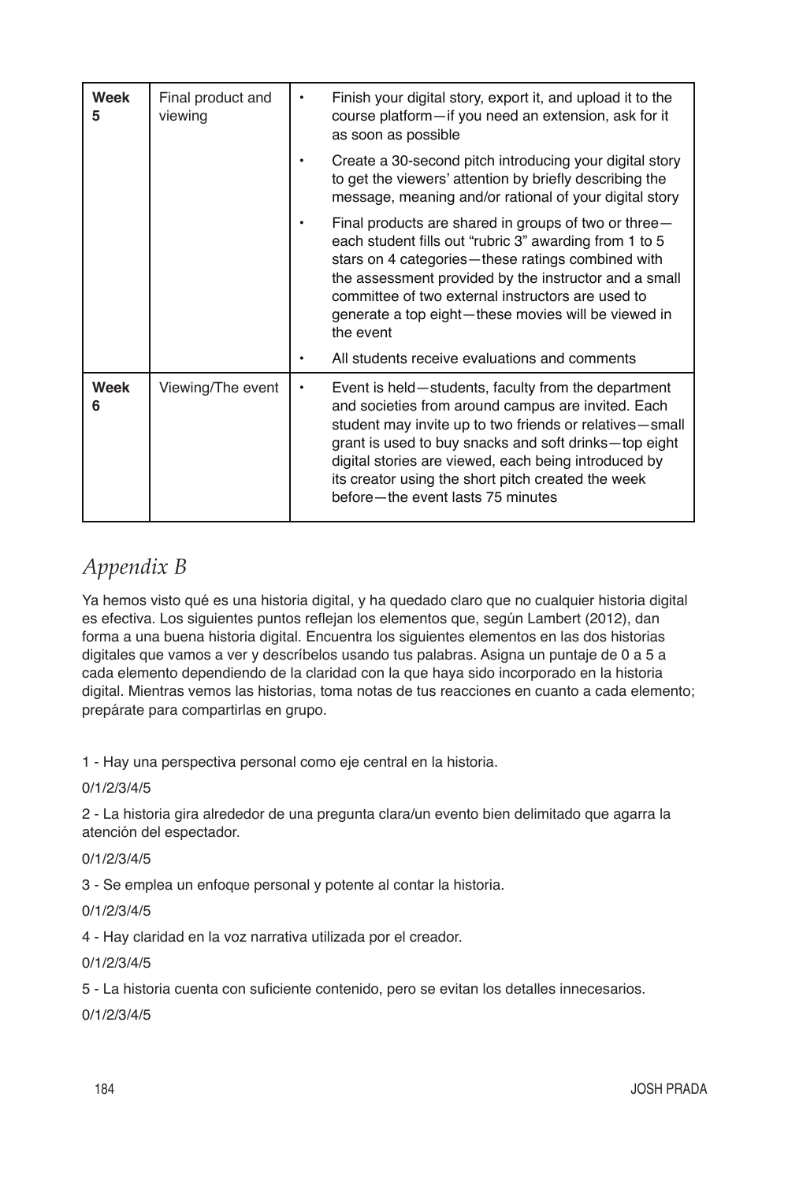| Week 5 | Final product and viewing | • Finish your digital story, export it, and upload it to the course platform—if you need an extension, ask for it as soon as possible<br>• Create a 30-second pitch introducing your digital story to get the viewers' attention by briefly describing the message, meaning and/or rational of your digital story<br>• Final products are shared in groups of two or three—each student fills out "rubric 3" awarding from 1 to 5 stars on 4 categories—these ratings combined with the assessment provided by the instructor and a small committee of two external instructors are used to generate a top eight—these movies will be viewed in the event<br>• All students receive evaluations and comments |
|---|---|---|
| Week 6 | Viewing/The event | • Event is held—students, faculty from the department and societies from around campus are invited. Each student may invite up to two friends or relatives—small grant is used to buy snacks and soft drinks—top eight digital stories are viewed, each being introduced by its creator using the short pitch created the week before—the event lasts 75 minutes |

## *Appendix B*

Ya hemos visto qué es una historia digital, y ha quedado claro que no cualquier historia digital es efectiva. Los siguientes puntos reflejan los elementos que, según Lambert (2012), dan forma a una buena historia digital. Encuentra los siguientes elementos en las dos historias digitales que vamos a ver y descríbelos usando tus palabras. Asigna un puntaje de 0 a 5 a cada elemento dependiendo de la claridad con la que haya sido incorporado en la historia digital. Mientras vemos las historias, toma notas de tus reacciones en cuanto a cada elemento; prepárate para compartirlas en grupo.

1 - Hay una perspectiva personal como eje central en la historia.

0/1/2/3/4/5

2 - La historia gira alrededor de una pregunta clara/un evento bien delimitado que agarra la atención del espectador.

0/1/2/3/4/5

3 - Se emplea un enfoque personal y potente al contar la historia.

0/1/2/3/4/5

4 - Hay claridad en la voz narrativa utilizada por el creador.

0/1/2/3/4/5

5 - La historia cuenta con suficiente contenido, pero se evitan los detalles innecesarios.

0/1/2/3/4/5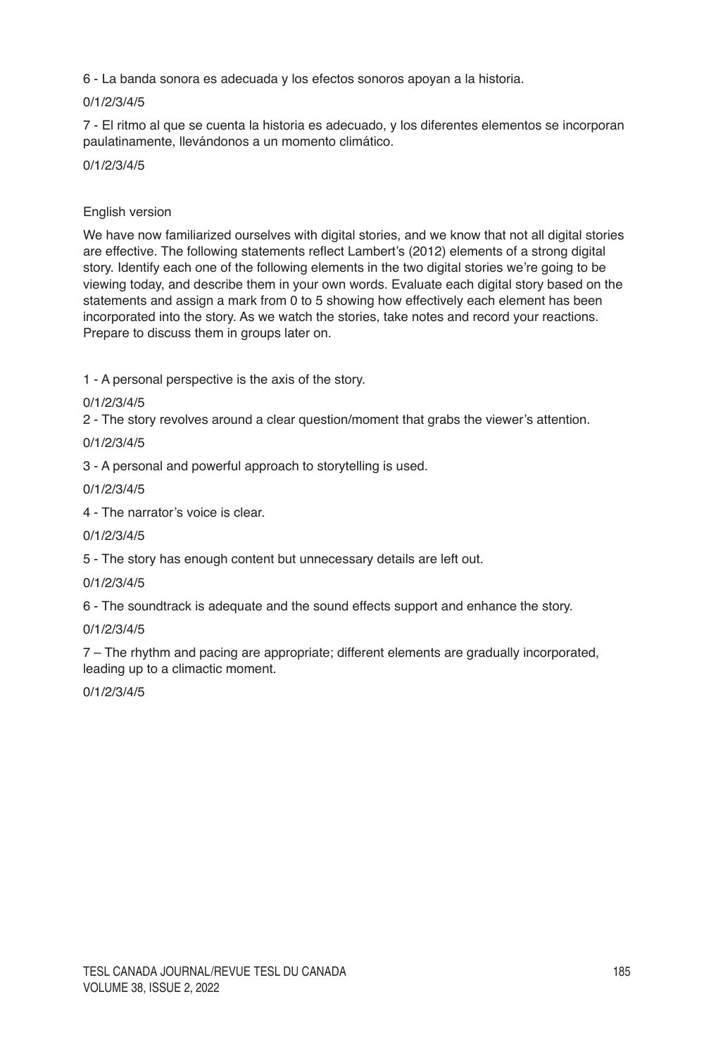6 - La banda sonora es adecuada y los efectos sonoros apoyan a la historia.

0/1/2/3/4/5

7 - El ritmo al que se cuenta la historia es adecuado, y los diferentes elementos se incorporan paulatinamente, llevándonos a un momento climático.

0/1/2/3/4/5

English version

We have now familiarized ourselves with digital stories, and we know that not all digital stories are effective. The following statements reflect Lambert's (2012) elements of a strong digital story. Identify each one of the following elements in the two digital stories we're going to be viewing today, and describe them in your own words. Evaluate each digital story based on the statements and assign a mark from 0 to 5 showing how effectively each element has been incorporated into the story. As we watch the stories, take notes and record your reactions. Prepare to discuss them in groups later on.

1 - A personal perspective is the axis of the story.

0/1/2/3/4/5

2 - The story revolves around a clear question/moment that grabs the viewer's attention.

0/1/2/3/4/5

3 - A personal and powerful approach to storytelling is used.

0/1/2/3/4/5

4 - The narrator's voice is clear.

0/1/2/3/4/5

5 - The story has enough content but unnecessary details are left out.

0/1/2/3/4/5

6 - The soundtrack is adequate and the sound effects support and enhance the story.

0/1/2/3/4/5

7 – The rhythm and pacing are appropriate; different elements are gradually incorporated, leading up to a climactic moment.

0/1/2/3/4/5